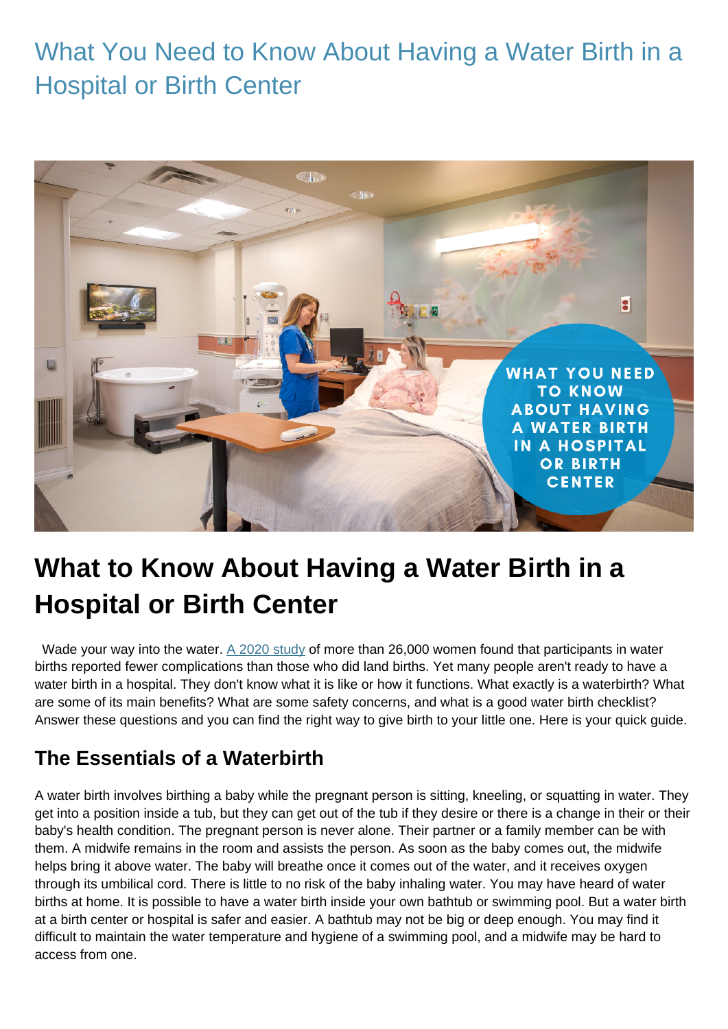# What You Need to Know About Having a Water Birth in a Hospital or Birth Center

## What to Know About Having a Water Birth in a Hospital or Birth Center

Wade your way into the water. [A 2020 study] of more than 26,000 women found that participants in water births reported fewer complications than those who did land births. Yet many people aren't ready to have a water birth in a hospital. They don't know what it is like or how it functions. What exactly is a waterbirth? What are some of its main benefits? What are some safety concerns, and what is a good water birth checklist? Answer these questions and you can find the right way to give birth to your little one. Here is your quick guide.

### The Essentials of a Waterbirth

A water birth involves birthing a baby while the pregnant person is sitting, kneeling, or squatting in water. They get into a position inside a tub, but they can get out of the tub if they desire or there is a change in their or their baby's health condition. The pregnant person is never alone. Their partner or a family member can be with them. A midwife remains in the room and assists the person. As soon as the baby comes out, the midwife helps bring it above water. The baby will breathe once it comes out of the water, and it receives oxygen through its umbilical cord. There is little to no risk of the baby inhaling water. You may have heard of water births at home. It is possible to have a water birth inside your own bathtub or swimming pool. But a water birth at a birth center or hospital is safer and easier. A bathtub may not be big or deep enough. You may find it difficult to maintain the water temperature and hygiene of a swimming pool, and a midwife may be hard to access from one.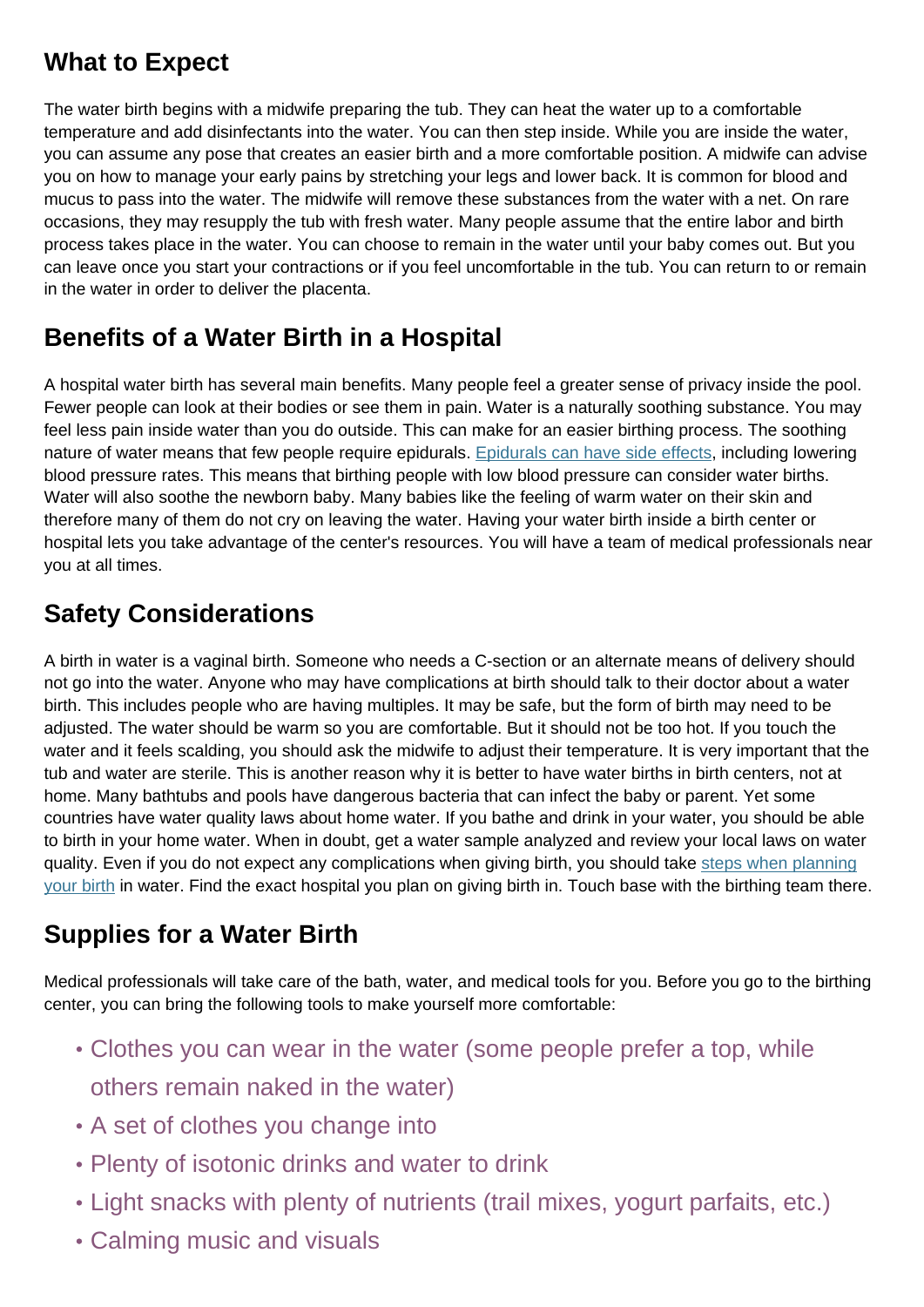## What to Expect

The water birth begins with a midwife preparing the tub. They can heat the water up to a comfortable temperature and add disinfectants into the water. You can then step inside. While you are inside the water, you can assume any pose that creates an easier birth and a more comfortable position. A midwife can advise you on how to manage your early pains by stretching your legs and lower back. It is common for blood and mucus to pass into the water. The midwife will remove these substances from the water with a net. On rare occasions, they may resupply the tub with fresh water. Many people assume that the entire labor and birth process takes place in the water. You can choose to remain in the water until your baby comes out. But you can leave once you start your contractions or if you feel uncomfortable in the tub. You can return to or remain in the water in order to deliver the placenta.

## Benefits of a Water Birth in a Hospital

A hospital water birth has several main benefits. Many people feel a greater sense of privacy inside the pool. Fewer people can look at their bodies or see them in pain. Water is a naturally soothing substance. You may feel less pain inside water than you do outside. This can make for an easier birthing process. The soothing nature of water means that few people require epidurals. Epidurals can have side effects, including lowering blood pressure rates. This means that birthing people with low blood pressure can consider water births. Water will also soothe the newborn baby. Many babies like the feeling of warm water on their skin and therefore many of them do not cry on leaving the water. Having your water birth inside a birth center or hospital lets you take advantage of the center's resources. You will have a team of medical professionals near you at all times.

## Safety Considerations

A birth in water is a vaginal birth. Someone who needs a C-section or an alternate means of delivery should not go into the water. Anyone who may have complications at birth should talk to their doctor about a water birth. This includes people who are having multiples. It may be safe, but the form of birth may need to be adjusted. The water should be warm so you are comfortable. But it should not be too hot. If you touch the water and it feels scalding, you should ask the midwife to adjust their temperature. It is very important that the tub and water are sterile. This is another reason why it is better to have water births in birth centers, not at home. Many bathtubs and pools have dangerous bacteria that can infect the baby or parent. Yet some countries have water quality laws about home water. If you bathe and drink in your water, you should be able to birth in your home water. When in doubt, get a water sample analyzed and review your local laws on water quality. Even if you do not expect any complications when giving birth, you should take steps when planning your birth in water. Find the exact hospital you plan on giving birth in. Touch base with the birthing team there.

## Supplies for a Water Birth

Medical professionals will take care of the bath, water, and medical tools for you. Before you go to the birthing center, you can bring the following tools to make yourself more comfortable:

- Clothes you can wear in the water (some people prefer a top, while others remain naked in the water)
- A set of clothes you change into
- Plenty of isotonic drinks and water to drink
- Light snacks with plenty of nutrients (trail mixes, yogurt parfaits, etc.)
- Calming music and visuals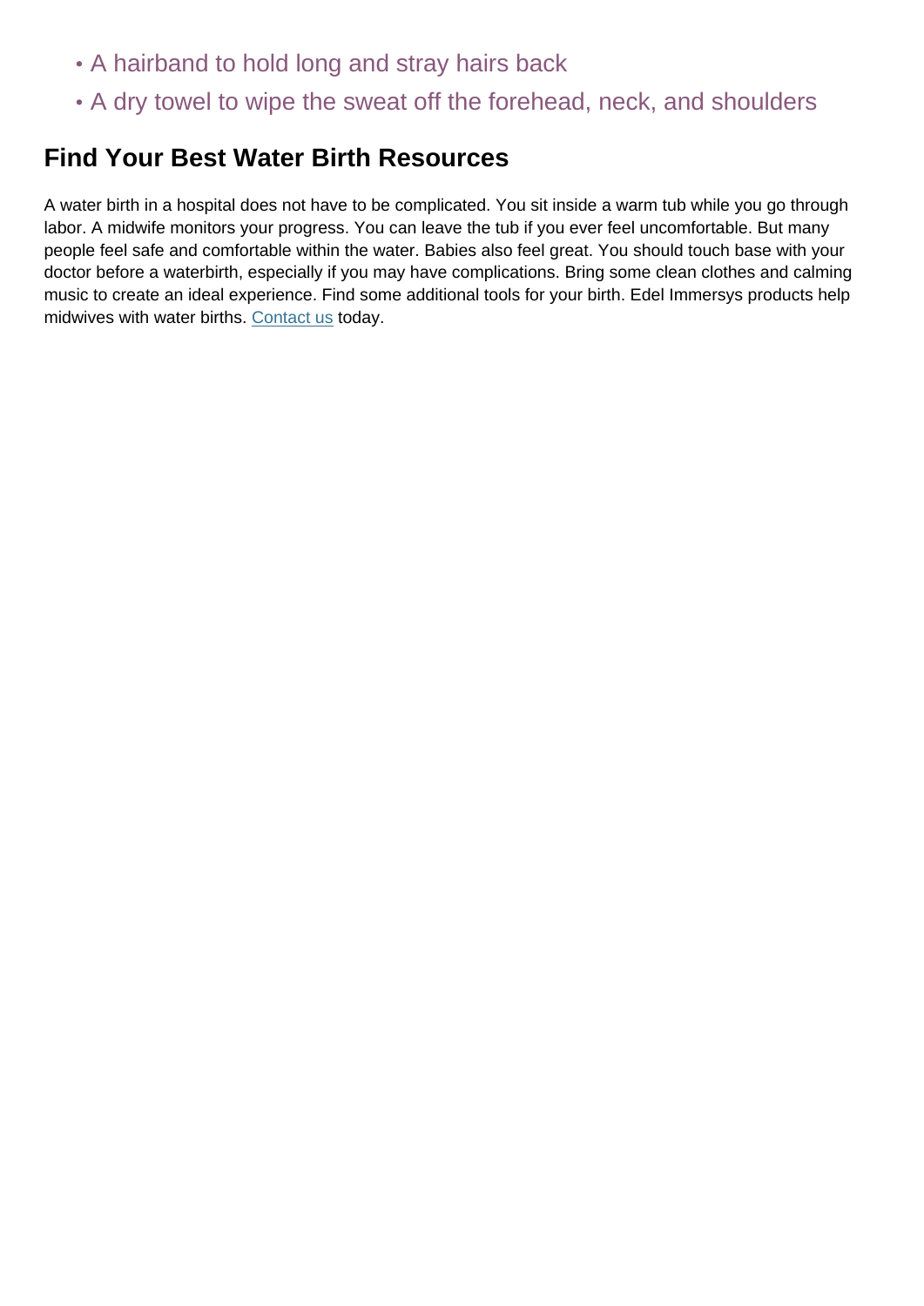- A hairband to hold long and stray hairs back
- A dry towel to wipe the sweat off the forehead, neck, and shoulders

## Find Your Best Water Birth Resources

A water birth in a hospital does not have to be complicated. You sit inside a warm tub while you go through labor. A midwife monitors your progress. You can leave the tub if you ever feel uncomfortable. But many people feel safe and comfortable within the water. Babies also feel great. You should touch base with your doctor before a waterbirth, especially if you may have complications. Bring some clean clothes and calming music to create an ideal experience. Find some additional tools for your birth. Edel Immersys products help midwives with water births. Contact us today.